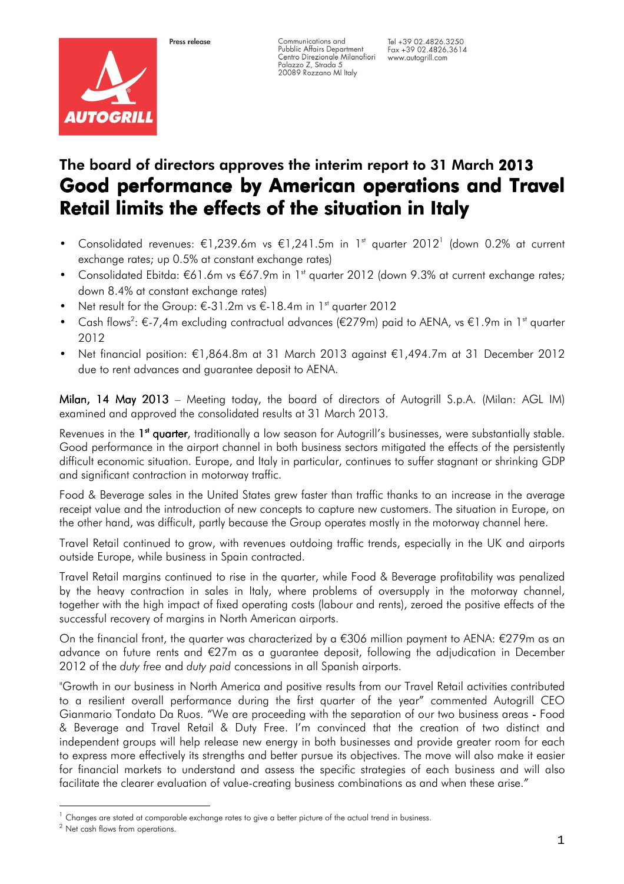Press release

Communications and Public Affairs Department
Centro Direzionale Milanofiori
Palazzo Z, Strada 5
20089 Rozzano MI Italy

Tel +39 02.4826.3250
Fax +39 02.4826.3614
www.autogrill.com

## The board of directors approves the interim report to 31 March 2013

# Good performance by American operations and Travel Retail limits the effects of the situation in Italy

- Consolidated revenues: €1,239.6m vs €1,241.5m in 1st quarter 2012[1] (down 0.2% at current exchange rates; up 0.5% at constant exchange rates)
- Consolidated Ebitda: €61.6m vs €67.9m in 1st quarter 2012 (down 9.3% at current exchange rates; down 8.4% at constant exchange rates)
- Net result for the Group: €-31.2m vs €-18.4m in 1st quarter 2012
- Cash flows[2]: €-7,4m excluding contractual advances (€279m) paid to AENA, vs €1.9m in 1st quarter 2012
- Net financial position: €1,864.8m at 31 March 2013 against €1,494.7m at 31 December 2012 due to rent advances and guarantee deposit to AENA.

**Milan, 14 May 2013** – Meeting today, the board of directors of Autogrill S.p.A. (Milan: AGL IM) examined and approved the consolidated results at 31 March 2013.

Revenues in the **1st quarter**, traditionally a low season for Autogrill's businesses, were substantially stable. Good performance in the airport channel in both business sectors mitigated the effects of the persistently difficult economic situation. Europe, and Italy in particular, continues to suffer stagnant or shrinking GDP and significant contraction in motorway traffic.

Food & Beverage sales in the United States grew faster than traffic thanks to an increase in the average receipt value and the introduction of new concepts to capture new customers. The situation in Europe, on the other hand, was difficult, partly because the Group operates mostly in the motorway channel here.

Travel Retail continued to grow, with revenues outdoing traffic trends, especially in the UK and airports outside Europe, while business in Spain contracted.

Travel Retail margins continued to rise in the quarter, while Food & Beverage profitability was penalized by the heavy contraction in sales in Italy, where problems of oversupply in the motorway channel, together with the high impact of fixed operating costs (labour and rents), zeroed the positive effects of the successful recovery of margins in North American airports.

On the financial front, the quarter was characterized by a €306 million payment to AENA: €279m as an advance on future rents and €27m as a guarantee deposit, following the adjudication in December 2012 of the *duty free* and *duty paid* concessions in all Spanish airports.

"Growth in our business in North America and positive results from our Travel Retail activities contributed to a resilient overall performance during the first quarter of the year" commented Autogrill CEO Gianmario Tondato Da Ruos. "We are proceeding with the separation of our two business areas - Food & Beverage and Travel Retail & Duty Free. I'm convinced that the creation of two distinct and independent groups will help release new energy in both businesses and provide greater room for each to express more effectively its strengths and better pursue its objectives. The move will also make it easier for financial markets to understand and assess the specific strategies of each business and will also facilitate the clearer evaluation of value-creating business combinations as and when these arise."

---

[1] Changes are stated at comparable exchange rates to give a better picture of the actual trend in business.

[2] Net cash flows from operations.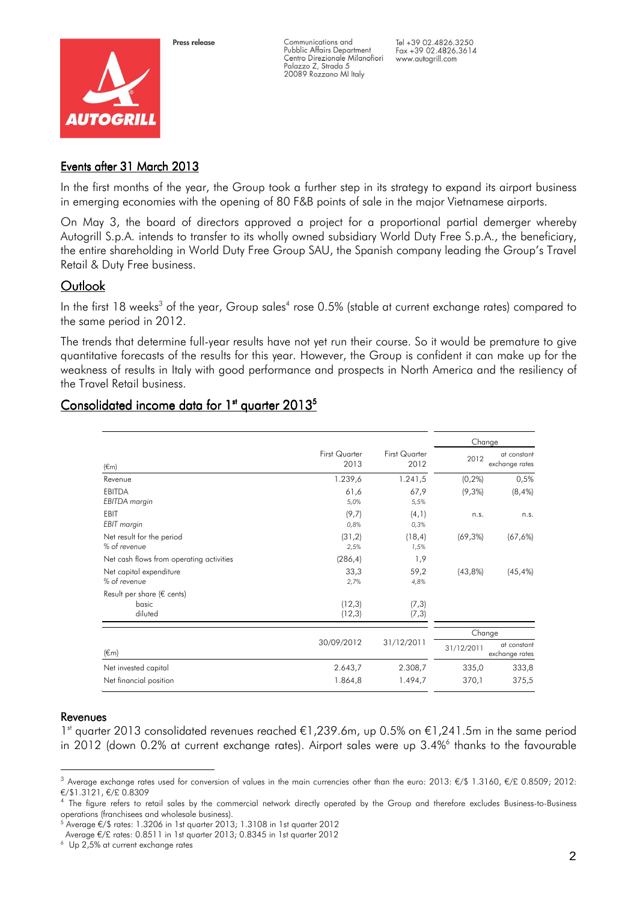## Events after 31 March 2013

In the first months of the year, the Group took a further step in its strategy to expand its airport business in emerging economies with the opening of 80 F&B points of sale in the major Vietnamese airports.

On May 3, the board of directors approved a project for a proportional partial demerger whereby Autogrill S.p.A. intends to transfer to its wholly owned subsidiary World Duty Free S.p.A., the beneficiary, the entire shareholding in World Duty Free Group SAU, the Spanish company leading the Group's Travel Retail & Duty Free business.

## Outlook

In the first 18 weeks[3] of the year, Group sales[4] rose 0.5% (stable at current exchange rates) compared to the same period in 2012.

The trends that determine full-year results have not yet run their course. So it would be premature to give quantitative forecasts of the results for this year. However, the Group is confident it can make up for the weakness of results in Italy with good performance and prospects in North America and the resiliency of the Travel Retail business.

## Consolidated income data for 1st quarter 2013[5]

| (€m) | First Quarter 2013 | First Quarter 2012 | Change 2012 | Change at constant exchange rates |
|---|---|---|---|---|
| Revenue | 1.239,6 | 1.241,5 | (0,2%) | 0,5% |
| EBITDA | 61,6 | 67,9 | (9,3%) | (8,4%) |
| *EBITDA margin* | *5,0%* | *5,5%* | | |
| EBIT | (9,7) | (4,1) | n.s. | n.s. |
| *EBIT margin* | *0,8%* | *0,3%* | | |
| Net result for the period | (31,2) | (18,4) | (69,3%) | (67,6%) |
| *% of revenue* | *2,5%* | *1,5%* | | |
| Net cash flows from operating activities | (286,4) | 1,9 | | |
| Net capital expenditure | 33,3 | 59,2 | (43,8%) | (45,4%) |
| *% of revenue* | *2,7%* | *4,8%* | | |
| Result per share (€ cents) | | | | |
| basic | (12,3) | (7,3) | | |
| diluted | (12,3) | (7,3) | | |

| (€m) | 30/09/2012 | 31/12/2011 | Change 31/12/2011 | Change at constant exchange rates |
|---|---|---|---|---|
| Net invested capital | 2.643,7 | 2.308,7 | 335,0 | 333,8 |
| Net financial position | 1.864,8 | 1.494,7 | 370,1 | 375,5 |

### Revenues

1st quarter 2013 consolidated revenues reached €1,239.6m, up 0.5% on €1,241.5m in the same period in 2012 (down 0.2% at current exchange rates). Airport sales were up 3.4%[6] thanks to the favourable

---

[3] Average exchange rates used for conversion of values in the main currencies other than the euro: 2013: €/$ 1.3160, €/£ 0.8509; 2012: €/$1.3121, €/£ 0.8309

[4] The figure refers to retail sales by the commercial network directly operated by the Group and therefore excludes Business-to-Business operations (franchisees and wholesale business).

[5] Average €/$ rates: 1.3206 in 1st quarter 2013; 1.3108 in 1st quarter 2012
Average €/£ rates: 0.8511 in 1st quarter 2013; 0.8345 in 1st quarter 2012

[6] Up 2,5% at current exchange rates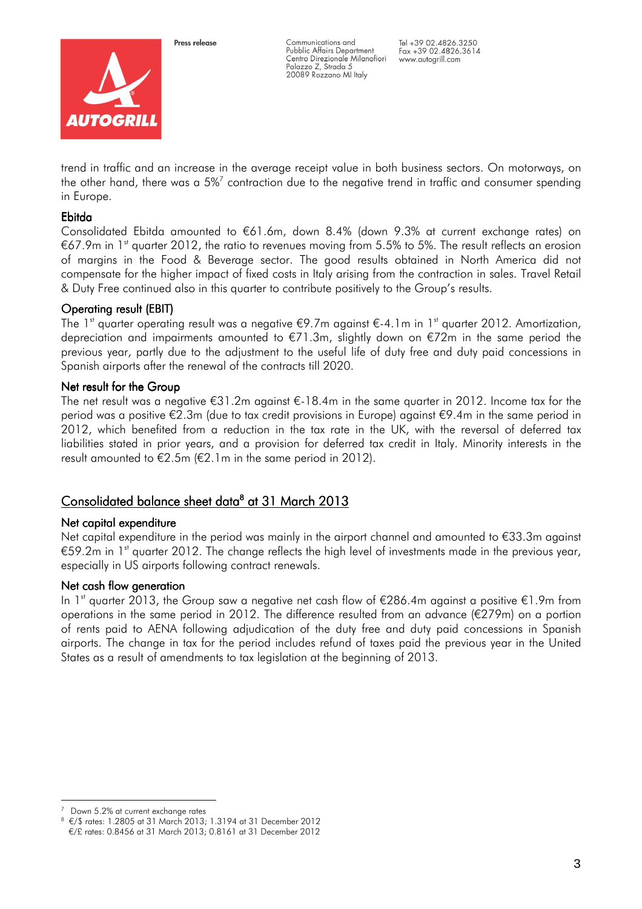trend in traffic and an increase in the average receipt value in both business sectors. On motorways, on the other hand, there was a 5%[7] contraction due to the negative trend in traffic and consumer spending in Europe.

### Ebitda

Consolidated Ebitda amounted to €61.6m, down 8.4% (down 9.3% at current exchange rates) on €67.9m in 1st quarter 2012, the ratio to revenues moving from 5.5% to 5%. The result reflects an erosion of margins in the Food & Beverage sector. The good results obtained in North America did not compensate for the higher impact of fixed costs in Italy arising from the contraction in sales. Travel Retail & Duty Free continued also in this quarter to contribute positively to the Group's results.

### Operating result (EBIT)

The 1st quarter operating result was a negative €9.7m against €-4.1m in 1st quarter 2012. Amortization, depreciation and impairments amounted to €71.3m, slightly down on €72m in the same period the previous year, partly due to the adjustment to the useful life of duty free and duty paid concessions in Spanish airports after the renewal of the contracts till 2020.

### Net result for the Group

The net result was a negative €31.2m against €-18.4m in the same quarter in 2012. Income tax for the period was a positive €2.3m (due to tax credit provisions in Europe) against €9.4m in the same period in 2012, which benefited from a reduction in the tax rate in the UK, with the reversal of deferred tax liabilities stated in prior years, and a provision for deferred tax credit in Italy. Minority interests in the result amounted to €2.5m (€2.1m in the same period in 2012).

## Consolidated balance sheet data[8] at 31 March 2013

### Net capital expenditure

Net capital expenditure in the period was mainly in the airport channel and amounted to €33.3m against €59.2m in 1st quarter 2012. The change reflects the high level of investments made in the previous year, especially in US airports following contract renewals.

### Net cash flow generation

In 1st quarter 2013, the Group saw a negative net cash flow of €286.4m against a positive €1.9m from operations in the same period in 2012. The difference resulted from an advance (€279m) on a portion of rents paid to AENA following adjudication of the duty free and duty paid concessions in Spanish airports. The change in tax for the period includes refund of taxes paid the previous year in the United States as a result of amendments to tax legislation at the beginning of 2013.

---

[7] Down 5.2% at current exchange rates

[8] €/$ rates: 1.2805 at 31 March 2013; 1.3194 at 31 December 2012
€/£ rates: 0.8456 at 31 March 2013; 0.8161 at 31 December 2012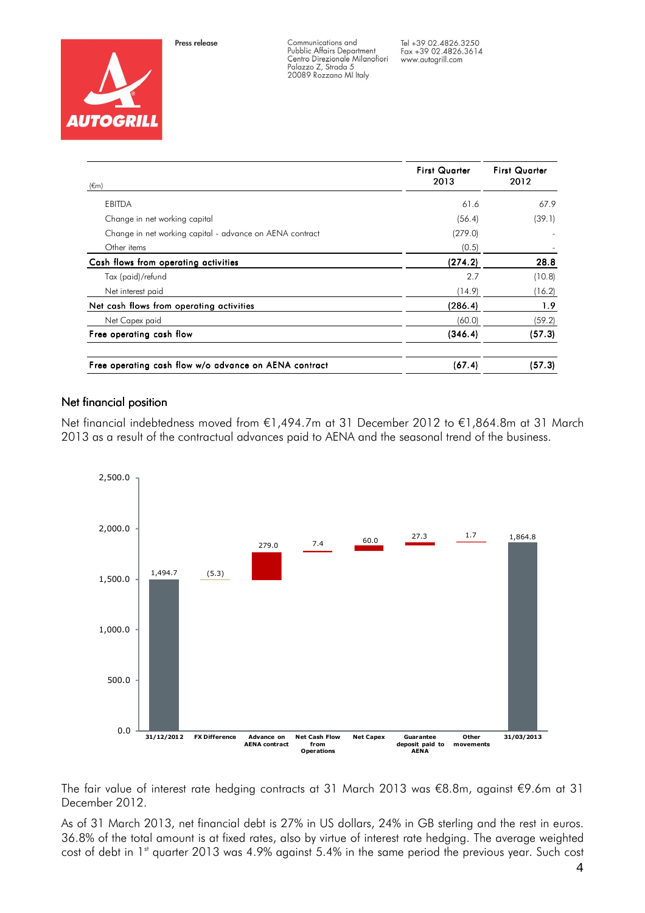| (€m) | First Quarter 2013 | First Quarter 2012 |
|---|---|---|
| EBITDA | 61.6 | 67.9 |
| Change in net working capital | (56.4) | (39.1) |
| Change in net working capital - advance on AENA contract | (279.0) | - |
| Other items | (0.5) | - |
| **Cash flows from operating activities** | **(274.2)** | **28.8** |
| Tax (paid)/refund | 2.7 | (10.8) |
| Net interest paid | (14.9) | (16.2) |
| **Net cash flows from operating activities** | **(286.4)** | **1.9** |
| Net Capex paid | (60.0) | (59.2) |
| **Free operating cash flow** | **(346.4)** | **(57.3)** |
| | | |
| **Free operating cash flow w/o advance on AENA contract** | **(67.4)** | **(57.3)** |

## Net financial position

Net financial indebtedness moved from €1,494.7m at 31 December 2012 to €1,864.8m at 31 March 2013 as a result of the contractual advances paid to AENA and the seasonal trend of the business.

| | Value |
|---|---|
| 31/12/2012 | 1,494.7 |
| FX Difference | (5.3) |
| Advance on AENA contract | 279.0 |
| Net Cash Flow from Operations | 7.4 |
| Net Capex | 60.0 |
| Guarantee deposit paid to AENA | 27.3 |
| Other movements | 1.7 |
| 31/03/2013 | 1,864.8 |

The fair value of interest rate hedging contracts at 31 March 2013 was €8.8m, against €9.6m at 31 December 2012.

As of 31 March 2013, net financial debt is 27% in US dollars, 24% in GB sterling and the rest in euros. 36.8% of the total amount is at fixed rates, also by virtue of interest rate hedging. The average weighted cost of debt in 1st quarter 2013 was 4.9% against 5.4% in the same period the previous year. Such cost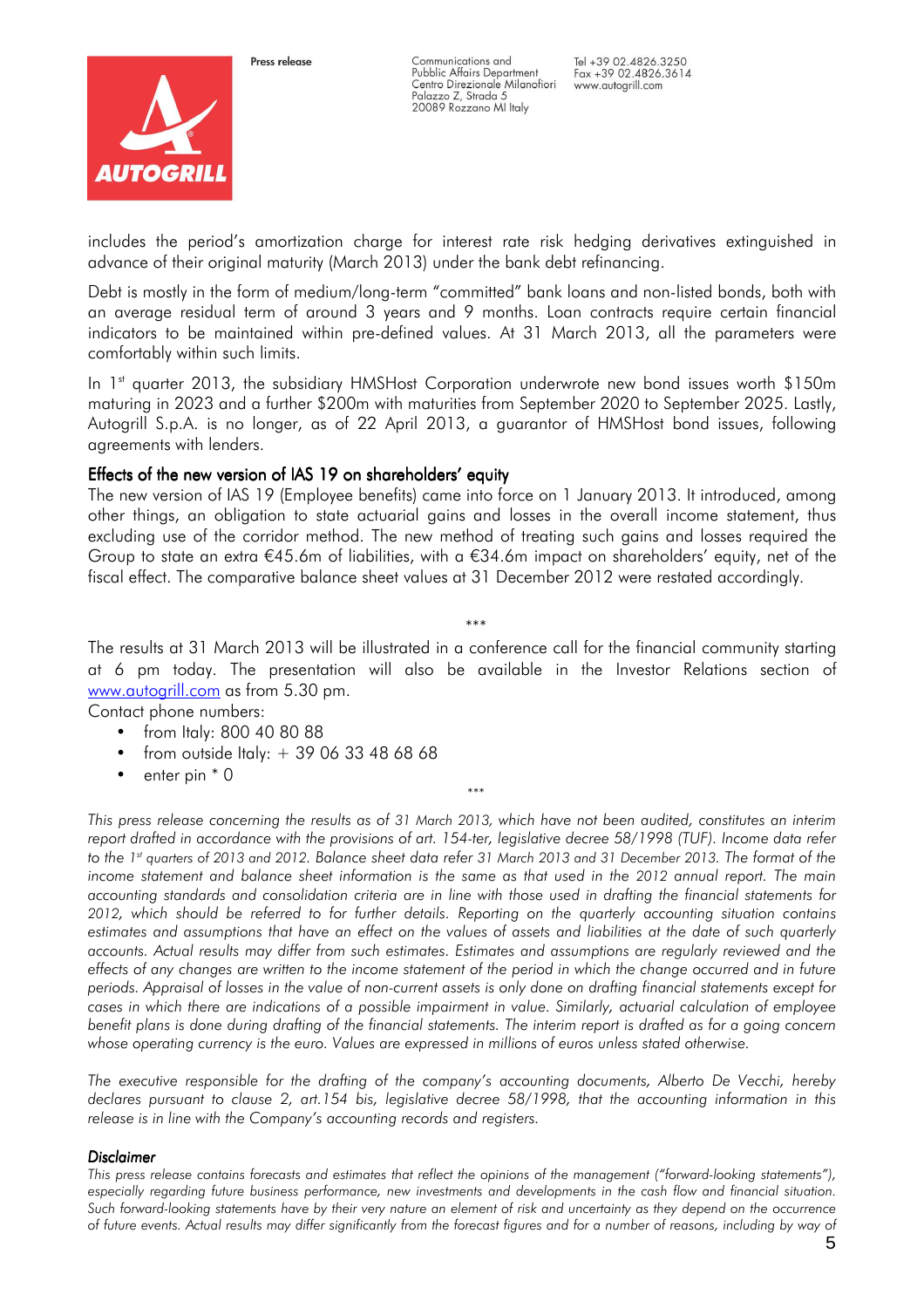includes the period's amortization charge for interest rate risk hedging derivatives extinguished in advance of their original maturity (March 2013) under the bank debt refinancing.

Debt is mostly in the form of medium/long-term "committed" bank loans and non-listed bonds, both with an average residual term of around 3 years and 9 months. Loan contracts require certain financial indicators to be maintained within pre-defined values. At 31 March 2013, all the parameters were comfortably within such limits.

In 1st quarter 2013, the subsidiary HMSHost Corporation underwrote new bond issues worth $150m maturing in 2023 and a further $200m with maturities from September 2020 to September 2025. Lastly, Autogrill S.p.A. is no longer, as of 22 April 2013, a guarantor of HMSHost bond issues, following agreements with lenders.

**Effects of the new version of IAS 19 on shareholders' equity**

The new version of IAS 19 (Employee benefits) came into force on 1 January 2013. It introduced, among other things, an obligation to state actuarial gains and losses in the overall income statement, thus excluding use of the corridor method. The new method of treating such gains and losses required the Group to state an extra €45.6m of liabilities, with a €34.6m impact on shareholders' equity, net of the fiscal effect. The comparative balance sheet values at 31 December 2012 were restated accordingly.

\*\*\*

The results at 31 March 2013 will be illustrated in a conference call for the financial community starting at 6 pm today. The presentation will also be available in the Investor Relations section of www.autogrill.com as from 5.30 pm.

Contact phone numbers:

- from Italy: 800 40 80 88
- from outside Italy: + 39 06 33 48 68 68
- enter pin * 0

\*\*\*

*This press release concerning the results as of 31 March 2013, which have not been audited, constitutes an interim report drafted in accordance with the provisions of art. 154-ter, legislative decree 58/1998 (TUF). Income data refer to the 1st quarters of 2013 and 2012. Balance sheet data refer 31 March 2013 and 31 December 2013. The format of the income statement and balance sheet information is the same as that used in the 2012 annual report. The main accounting standards and consolidation criteria are in line with those used in drafting the financial statements for 2012, which should be referred to for further details. Reporting on the quarterly accounting situation contains estimates and assumptions that have an effect on the values of assets and liabilities at the date of such quarterly accounts. Actual results may differ from such estimates. Estimates and assumptions are regularly reviewed and the effects of any changes are written to the income statement of the period in which the change occurred and in future periods. Appraisal of losses in the value of non-current assets is only done on drafting financial statements except for cases in which there are indications of a possible impairment in value. Similarly, actuarial calculation of employee benefit plans is done during drafting of the financial statements. The interim report is drafted as for a going concern whose operating currency is the euro. Values are expressed in millions of euros unless stated otherwise.*

*The executive responsible for the drafting of the company's accounting documents, Alberto De Vecchi, hereby declares pursuant to clause 2, art.154 bis, legislative decree 58/1998, that the accounting information in this release is in line with the Company's accounting records and registers.*

***Disclaimer***

*This press release contains forecasts and estimates that reflect the opinions of the management ("forward-looking statements"), especially regarding future business performance, new investments and developments in the cash flow and financial situation. Such forward-looking statements have by their very nature an element of risk and uncertainty as they depend on the occurrence of future events. Actual results may differ significantly from the forecast figures and for a number of reasons, including by way of*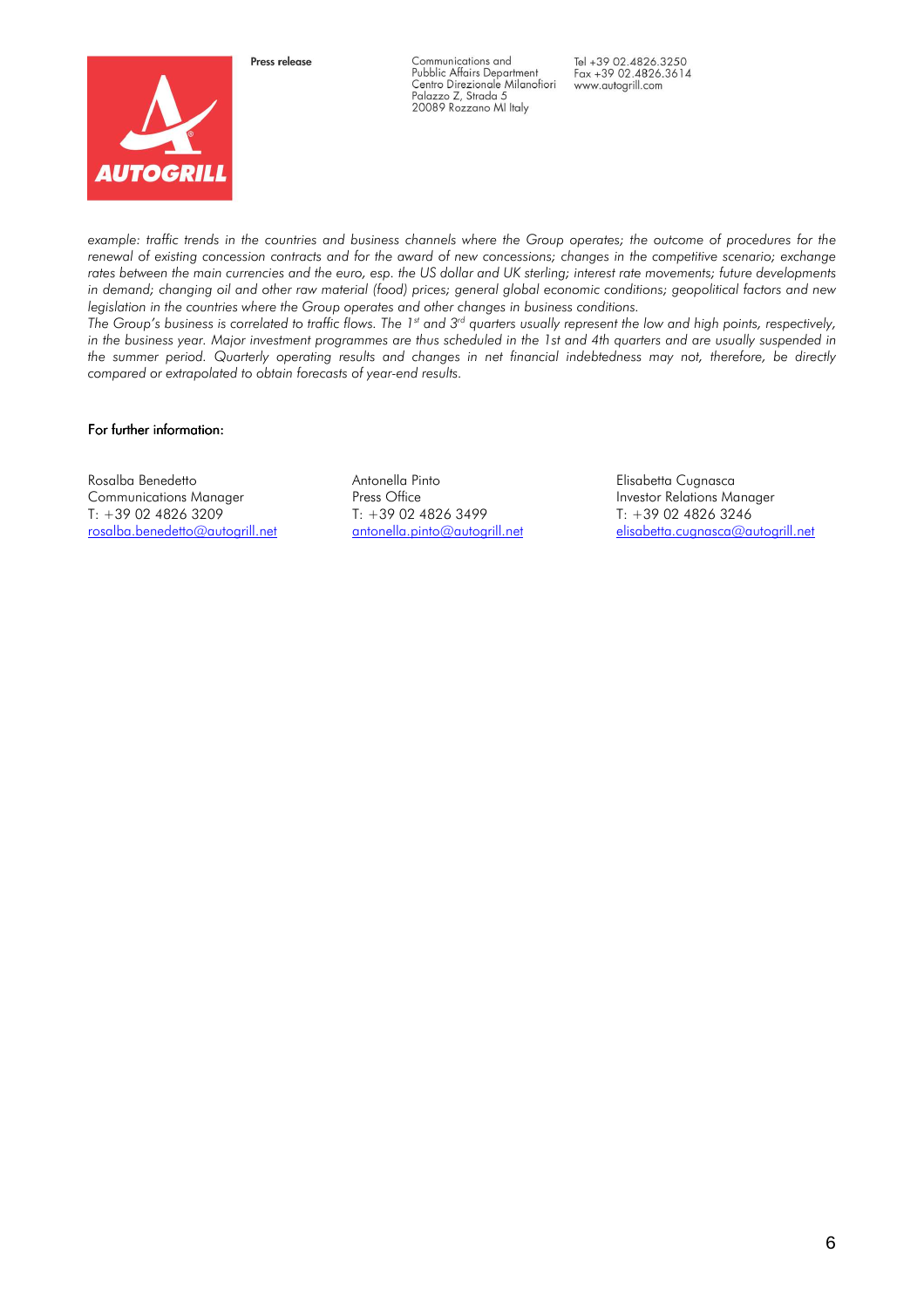*example: traffic trends in the countries and business channels where the Group operates; the outcome of procedures for the renewal of existing concession contracts and for the award of new concessions; changes in the competitive scenario; exchange rates between the main currencies and the euro, esp. the US dollar and UK sterling; interest rate movements; future developments in demand; changing oil and other raw material (food) prices; general global economic conditions; geopolitical factors and new legislation in the countries where the Group operates and other changes in business conditions.*
*The Group's business is correlated to traffic flows. The 1st and 3rd quarters usually represent the low and high points, respectively, in the business year. Major investment programmes are thus scheduled in the 1st and 4th quarters and are usually suspended in the summer period. Quarterly operating results and changes in net financial indebtedness may not, therefore, be directly compared or extrapolated to obtain forecasts of year-end results.*

For further information:

Rosalba Benedetto
Communications Manager
T: +39 02 4826 3209
rosalba.benedetto@autogrill.net

Antonella Pinto
Press Office
T: +39 02 4826 3499
antonella.pinto@autogrill.net

Elisabetta Cugnasca
Investor Relations Manager
T: +39 02 4826 3246
elisabetta.cugnasca@autogrill.net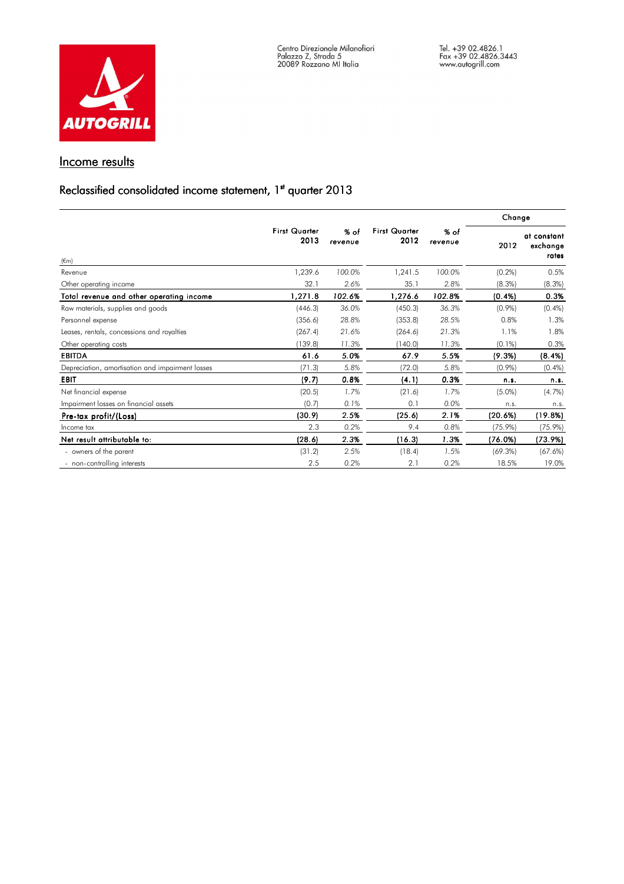Centro Direzionale Milanofiori
Palazzo Z, Strada 5
20089 Rozzano MI Italia

Tel. +39 02.4826.1
Fax +39 02.4826.3443
www.autogrill.com

## Income results

### Reclassified consolidated income statement, 1st quarter 2013

| (€m) | First Quarter 2013 | % of revenue | First Quarter 2012 | % of revenue | Change 2012 | Change at constant exchange rates |
|---|---|---|---|---|---|---|
| Revenue | 1,239.6 | 100.0% | 1,241.5 | 100.0% | (0.2%) | 0.5% |
| Other operating income | 32.1 | 2.6% | 35.1 | 2.8% | (8.3%) | (8.3%) |
| **Total revenue and other operating income** | **1,271.8** | **102.6%** | **1,276.6** | **102.8%** | **(0.4%)** | **0.3%** |
| Raw materials, supplies and goods | (446.3) | 36.0% | (450.3) | 36.3% | (0.9%) | (0.4%) |
| Personnel expense | (356.6) | 28.8% | (353.8) | 28.5% | 0.8% | 1.3% |
| Leases, rentals, concessions and royalties | (267.4) | 21.6% | (264.6) | 21.3% | 1.1% | 1.8% |
| Other operating costs | (139.8) | 11.3% | (140.0) | 11.3% | (0.1%) | 0.3% |
| **EBITDA** | **61.6** | **5.0%** | **67.9** | **5.5%** | **(9.3%)** | **(8.4%)** |
| Depreciation, amortisation and impairment losses | (71.3) | 5.8% | (72.0) | 5.8% | (0.9%) | (0.4%) |
| **EBIT** | **(9.7)** | **0.8%** | **(4.1)** | **0.3%** | **n.s.** | **n.s.** |
| Net financial expense | (20.5) | 1.7% | (21.6) | 1.7% | (5.0%) | (4.7%) |
| Impairment losses on financial assets | (0.7) | 0.1% | 0.1 | 0.0% | n.s. | n.s. |
| **Pre-tax profit/(Loss)** | **(30.9)** | **2.5%** | **(25.6)** | **2.1%** | **(20.6%)** | **(19.8%)** |
| Income tax | 2.3 | 0.2% | 9.4 | 0.8% | (75.9%) | (75.9%) |
| **Net result attributable to:** | **(28.6)** | **2.3%** | **(16.3)** | **1.3%** | **(76.0%)** | **(73.9%)** |
| - owners of the parent | (31.2) | 2.5% | (18.4) | 1.5% | (69.3%) | (67.6%) |
| - non-controlling interests | 2.5 | 0.2% | 2.1 | 0.2% | 18.5% | 19.0% |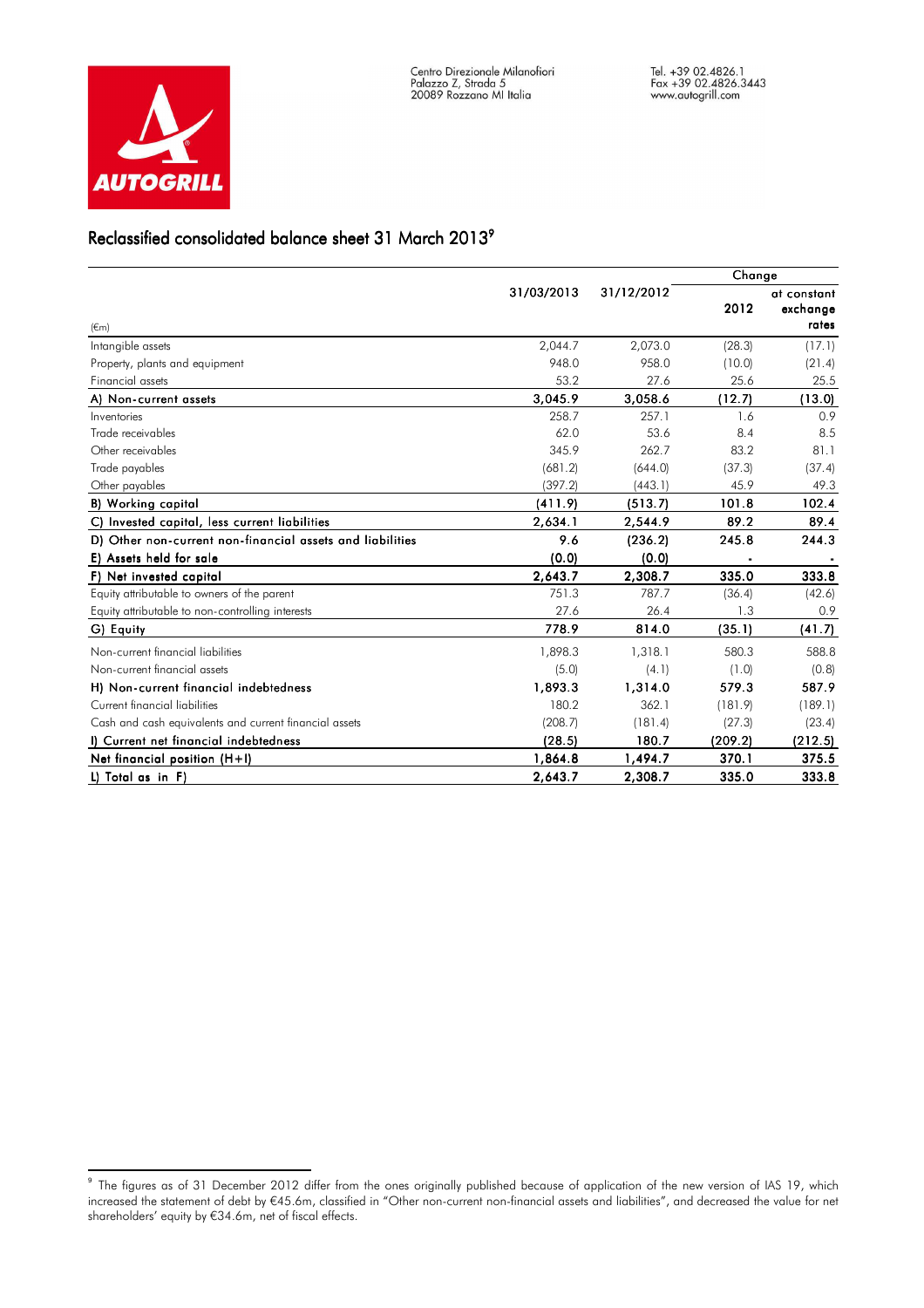## Reclassified consolidated balance sheet 31 March 2013[9]

| (€m) | 31/03/2013 | 31/12/2012 | Change 2012 | Change at constant exchange rates |
|---|---|---|---|---|
| Intangible assets | 2,044.7 | 2,073.0 | (28.3) | (17.1) |
| Property, plants and equipment | 948.0 | 958.0 | (10.0) | (21.4) |
| Financial assets | 53.2 | 27.6 | 25.6 | 25.5 |
| **A) Non-current assets** | **3,045.9** | **3,058.6** | **(12.7)** | **(13.0)** |
| Inventories | 258.7 | 257.1 | 1.6 | 0.9 |
| Trade receivables | 62.0 | 53.6 | 8.4 | 8.5 |
| Other receivables | 345.9 | 262.7 | 83.2 | 81.1 |
| Trade payables | (681.2) | (644.0) | (37.3) | (37.4) |
| Other payables | (397.2) | (443.1) | 45.9 | 49.3 |
| **B) Working capital** | **(411.9)** | **(513.7)** | **101.8** | **102.4** |
| **C) Invested capital, less current liabilities** | **2,634.1** | **2,544.9** | **89.2** | **89.4** |
| **D) Other non-current non-financial assets and liabilities** | **9.6** | **(236.2)** | **245.8** | **244.3** |
| **E) Assets held for sale** | **(0.0)** | **(0.0)** | **-** | **-** |
| **F) Net invested capital** | **2,643.7** | **2,308.7** | **335.0** | **333.8** |
| Equity attributable to owners of the parent | 751.3 | 787.7 | (36.4) | (42.6) |
| Equity attributable to non-controlling interests | 27.6 | 26.4 | 1.3 | 0.9 |
| **G) Equity** | **778.9** | **814.0** | **(35.1)** | **(41.7)** |
| Non-current financial liabilities | 1,898.3 | 1,318.1 | 580.3 | 588.8 |
| Non-current financial assets | (5.0) | (4.1) | (1.0) | (0.8) |
| **H) Non-current financial indebtedness** | **1,893.3** | **1,314.0** | **579.3** | **587.9** |
| Current financial liabilities | 180.2 | 362.1 | (181.9) | (189.1) |
| Cash and cash equivalents and current financial assets | (208.7) | (181.4) | (27.3) | (23.4) |
| **I) Current net financial indebtedness** | **(28.5)** | **180.7** | **(209.2)** | **(212.5)** |
| **Net financial position (H+I)** | **1,864.8** | **1,494.7** | **370.1** | **375.5** |
| **L) Total as in F)** | **2,643.7** | **2,308.7** | **335.0** | **333.8** |

[9] The figures as of 31 December 2012 differ from the ones originally published because of application of the new version of IAS 19, which increased the statement of debt by €45.6m, classified in "Other non-current non-financial assets and liabilities", and decreased the value for net shareholders' equity by €34.6m, net of fiscal effects.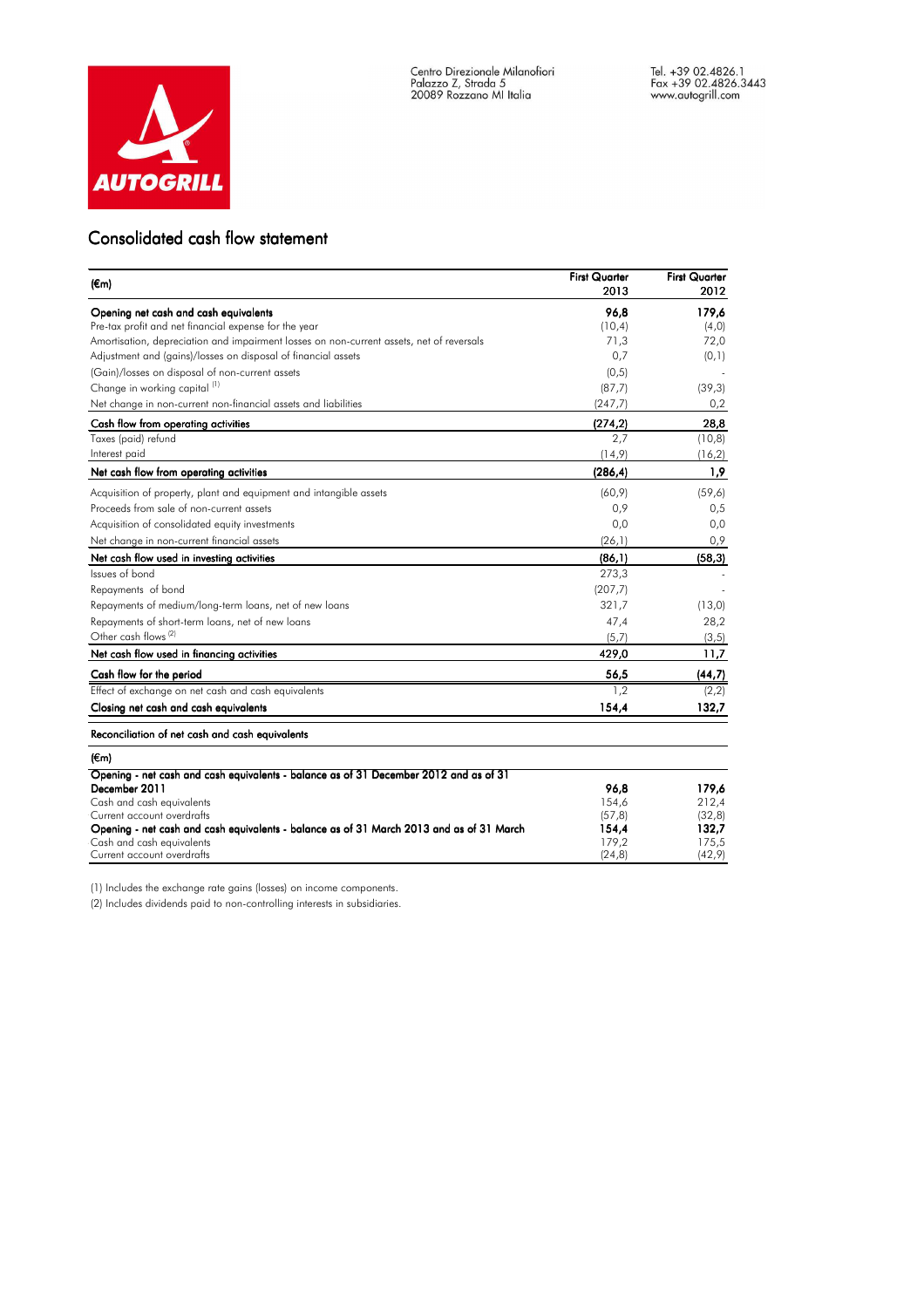Centro Direzionale Milanofiori
Palazzo Z, Strada 5
20089 Rozzano MI Italia

Tel. +39 02.4826.1
Fax +39 02.4826.3443
www.autogrill.com

## Consolidated cash flow statement

| (€m) | First Quarter 2013 | First Quarter 2012 |
|---|---|---|
| **Opening net cash and cash equivalents** | **96,8** | **179,6** |
| Pre-tax profit and net financial expense for the year | (10,4) | (4,0) |
| Amortisation, depreciation and impairment losses on non-current assets, net of reversals | 71,3 | 72,0 |
| Adjustment and (gains)/losses on disposal of financial assets | 0,7 | (0,1) |
| (Gain)/losses on disposal of non-current assets | (0,5) | - |
| Change in working capital [1] | (87,7) | (39,3) |
| Net change in non-current non-financial assets and liabilities | (247,7) | 0,2 |
| **Cash flow from operating activities** | **(274,2)** | **28,8** |
| Taxes (paid) refund | 2,7 | (10,8) |
| Interest paid | (14,9) | (16,2) |
| **Net cash flow from operating activities** | **(286,4)** | **1,9** |
| Acquisition of property, plant and equipment and intangible assets | (60,9) | (59,6) |
| Proceeds from sale of non-current assets | 0,9 | 0,5 |
| Acquisition of consolidated equity investments | 0,0 | 0,0 |
| Net change in non-current financial assets | (26,1) | 0,9 |
| **Net cash flow used in investing activities** | **(86,1)** | **(58,3)** |
| Issues of bond | 273,3 | - |
| Repayments of bond | (207,7) | - |
| Repayments of medium/long-term loans, net of new loans | 321,7 | (13,0) |
| Repayments of short-term loans, net of new loans | 47,4 | 28,2 |
| Other cash flows [2] | (5,7) | (3,5) |
| **Net cash flow used in financing activities** | **429,0** | **11,7** |
| **Cash flow for the period** | **56,5** | **(44,7)** |
| Effect of exchange on net cash and cash equivalents | 1,2 | (2,2) |
| **Closing net cash and cash equivalents** | **154,4** | **132,7** |

**Reconciliation of net cash and cash equivalents**

| (€m) | | |
|---|---|---|
| **Opening - net cash and cash equivalents - balance as of 31 December 2012 and as of 31 December 2011** | **96,8** | **179,6** |
| Cash and cash equivalents | 154,6 | 212,4 |
| Current account overdrafts | (57,8) | (32,8) |
| **Opening - net cash and cash equivalents - balance as of 31 March 2013 and as of 31 March** | **154,4** | **132,7** |
| Cash and cash equivalents | 179,2 | 175,5 |
| Current account overdrafts | (24,8) | (42,9) |

(1) Includes the exchange rate gains (losses) on income components.

(2) Includes dividends paid to non-controlling interests in subsidiaries.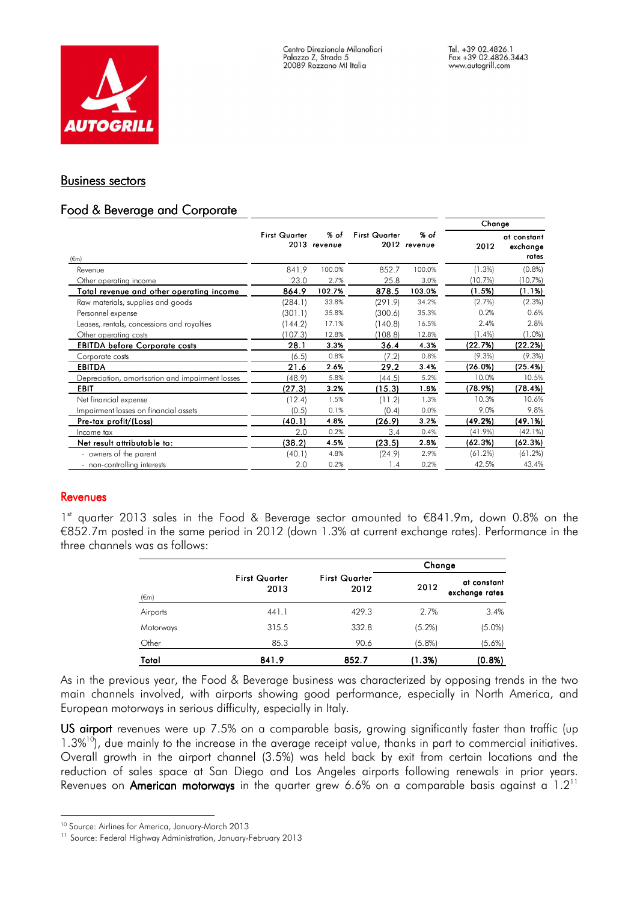## Business sectors

### Food & Beverage and Corporate

| (€m) | First Quarter 2013 | % of revenue | First Quarter 2012 | % of revenue | Change 2012 | Change at constant exchange rates |
|---|---|---|---|---|---|---|
| Revenue | 841.9 | 100.0% | 852.7 | 100.0% | (1.3%) | (0.8%) |
| Other operating income | 23.0 | 2.7% | 25.8 | 3.0% | (10.7%) | (10.7%) |
| **Total revenue and other operating income** | **864.9** | **102.7%** | **878.5** | **103.0%** | **(1.5%)** | **(1.1%)** |
| Raw materials, supplies and goods | (284.1) | 33.8% | (291.9) | 34.2% | (2.7%) | (2.3%) |
| Personnel expense | (301.1) | 35.8% | (300.6) | 35.3% | 0.2% | 0.6% |
| Leases, rentals, concessions and royalties | (144.2) | 17.1% | (140.8) | 16.5% | 2.4% | 2.8% |
| Other operating costs | (107.3) | 12.8% | (108.8) | 12.8% | (1.4%) | (1.0%) |
| **EBITDA before Corporate costs** | **28.1** | **3.3%** | **36.4** | **4.3%** | **(22.7%)** | **(22.2%)** |
| Corporate costs | (6.5) | 0.8% | (7.2) | 0.8% | (9.3%) | (9.3%) |
| **EBITDA** | **21.6** | **2.6%** | **29.2** | **3.4%** | **(26.0%)** | **(25.4%)** |
| Depreciation, amortisation and impairment losses | (48.9) | 5.8% | (44.5) | 5.2% | 10.0% | 10.5% |
| **EBIT** | **(27.3)** | **3.2%** | **(15.3)** | **1.8%** | **(78.9%)** | **(78.4%)** |
| Net financial expense | (12.4) | 1.5% | (11.2) | 1.3% | 10.3% | 10.6% |
| Impairment losses on financial assets | (0.5) | 0.1% | (0.4) | 0.0% | 9.0% | 9.8% |
| **Pre-tax profit/(Loss)** | **(40.1)** | **4.8%** | **(26.9)** | **3.2%** | **(49.2%)** | **(49.1%)** |
| Income tax | 2.0 | 0.2% | 3.4 | 0.4% | (41.9%) | (42.1%) |
| **Net result attributable to:** | **(38.2)** | **4.5%** | **(23.5)** | **2.8%** | **(62.3%)** | **(62.3%)** |
| - owners of the parent | (40.1) | 4.8% | (24.9) | 2.9% | (61.2%) | (61.2%) |
| - non-controlling interests | 2.0 | 0.2% | 1.4 | 0.2% | 42.5% | 43.4% |

#### Revenues

1st quarter 2013 sales in the Food & Beverage sector amounted to €841.9m, down 0.8% on the €852.7m posted in the same period in 2012 (down 1.3% at current exchange rates). Performance in the three channels was as follows:

| (€m) | First Quarter 2013 | First Quarter 2012 | Change 2012 | Change at constant exchange rates |
|---|---|---|---|---|
| Airports | 441.1 | 429.3 | 2.7% | 3.4% |
| Motorways | 315.5 | 332.8 | (5.2%) | (5.0%) |
| Other | 85.3 | 90.6 | (5.8%) | (5.6%) |
| **Total** | **841.9** | **852.7** | **(1.3%)** | **(0.8%)** |

As in the previous year, the Food & Beverage business was characterized by opposing trends in the two main channels involved, with airports showing good performance, especially in North America, and European motorways in serious difficulty, especially in Italy.

**US airport** revenues were up 7.5% on a comparable basis, growing significantly faster than traffic (up 1.3%[10]), due mainly to the increase in the average receipt value, thanks in part to commercial initiatives. Overall growth in the airport channel (3.5%) was held back by exit from certain locations and the reduction of sales space at San Diego and Los Angeles airports following renewals in prior years. Revenues on **American motorways** in the quarter grew 6.6% on a comparable basis against a 1.2[11]

[10] Source: Airlines for America, January-March 2013

[11] Source: Federal Highway Administration, January-February 2013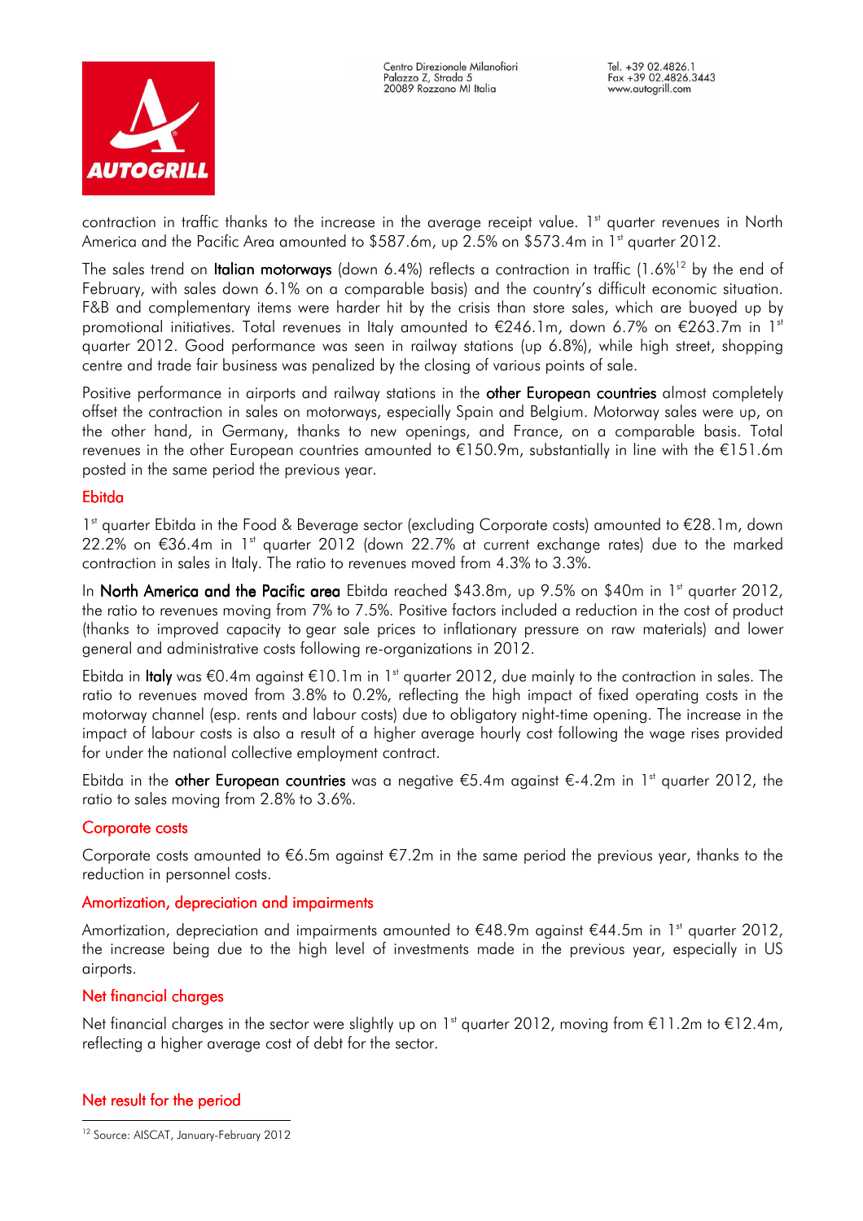contraction in traffic thanks to the increase in the average receipt value. 1st quarter revenues in North America and the Pacific Area amounted to $587.6m, up 2.5% on $573.4m in 1st quarter 2012.

The sales trend on **Italian motorways** (down 6.4%) reflects a contraction in traffic (1.6%[12] by the end of February, with sales down 6.1% on a comparable basis) and the country's difficult economic situation. F&B and complementary items were harder hit by the crisis than store sales, which are buoyed up by promotional initiatives. Total revenues in Italy amounted to €246.1m, down 6.7% on €263.7m in 1st quarter 2012. Good performance was seen in railway stations (up 6.8%), while high street, shopping centre and trade fair business was penalized by the closing of various points of sale.

Positive performance in airports and railway stations in the **other European countries** almost completely offset the contraction in sales on motorways, especially Spain and Belgium. Motorway sales were up, on the other hand, in Germany, thanks to new openings, and France, on a comparable basis. Total revenues in the other European countries amounted to €150.9m, substantially in line with the €151.6m posted in the same period the previous year.

## Ebitda

1st quarter Ebitda in the Food & Beverage sector (excluding Corporate costs) amounted to €28.1m, down 22.2% on €36.4m in 1st quarter 2012 (down 22.7% at current exchange rates) due to the marked contraction in sales in Italy. The ratio to revenues moved from 4.3% to 3.3%.

In **North America and the Pacific area** Ebitda reached $43.8m, up 9.5% on $40m in 1st quarter 2012, the ratio to revenues moving from 7% to 7.5%. Positive factors included a reduction in the cost of product (thanks to improved capacity to gear sale prices to inflationary pressure on raw materials) and lower general and administrative costs following re-organizations in 2012.

Ebitda in **Italy** was €0.4m against €10.1m in 1st quarter 2012, due mainly to the contraction in sales. The ratio to revenues moved from 3.8% to 0.2%, reflecting the high impact of fixed operating costs in the motorway channel (esp. rents and labour costs) due to obligatory night-time opening. The increase in the impact of labour costs is also a result of a higher average hourly cost following the wage rises provided for under the national collective employment contract.

Ebitda in the **other European countries** was a negative €5.4m against €-4.2m in 1st quarter 2012, the ratio to sales moving from 2.8% to 3.6%.

## Corporate costs

Corporate costs amounted to €6.5m against €7.2m in the same period the previous year, thanks to the reduction in personnel costs.

## Amortization, depreciation and impairments

Amortization, depreciation and impairments amounted to €48.9m against €44.5m in 1st quarter 2012, the increase being due to the high level of investments made in the previous year, especially in US airports.

## Net financial charges

Net financial charges in the sector were slightly up on 1st quarter 2012, moving from €11.2m to €12.4m, reflecting a higher average cost of debt for the sector.

## Net result for the period

[12] Source: AISCAT, January-February 2012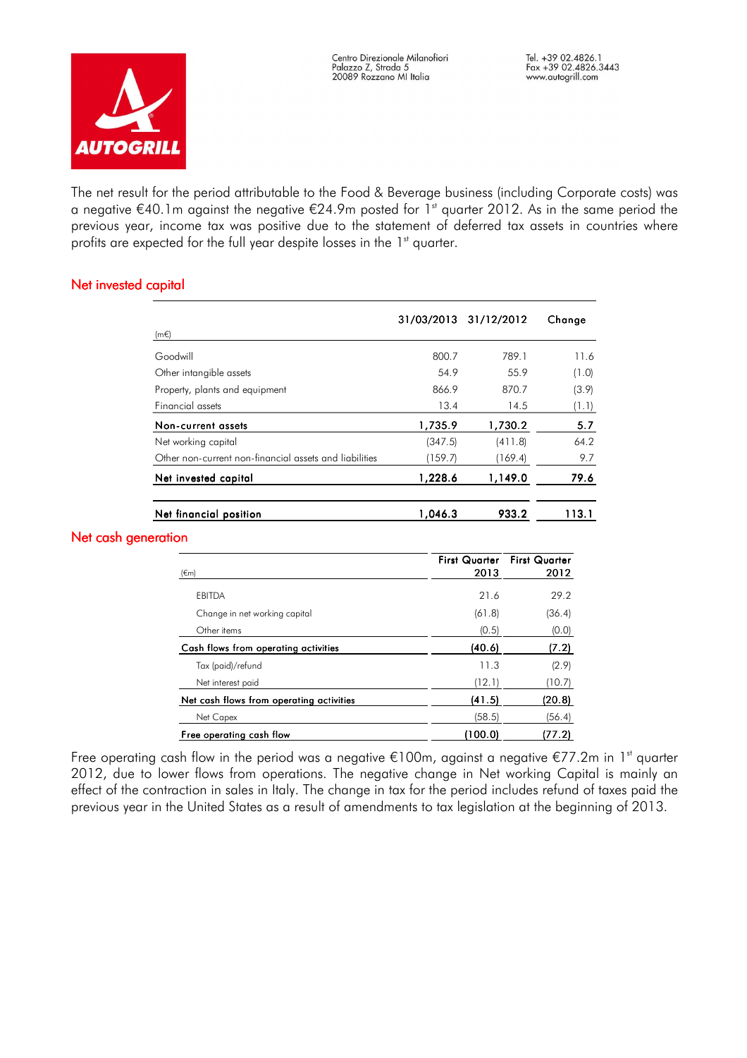The net result for the period attributable to the Food & Beverage business (including Corporate costs) was a negative €40.1m against the negative €24.9m posted for 1st quarter 2012. As in the same period the previous year, income tax was positive due to the statement of deferred tax assets in countries where profits are expected for the full year despite losses in the 1st quarter.

## Net invested capital

| (m€) | 31/03/2013 | 31/12/2012 | Change |
|---|---|---|---|
| Goodwill | 800.7 | 789.1 | 11.6 |
| Other intangible assets | 54.9 | 55.9 | (1.0) |
| Property, plants and equipment | 866.9 | 870.7 | (3.9) |
| Financial assets | 13.4 | 14.5 | (1.1) |
| **Non-current assets** | **1,735.9** | **1,730.2** | **5.7** |
| Net working capital | (347.5) | (411.8) | 64.2 |
| Other non-current non-financial assets and liabilities | (159.7) | (169.4) | 9.7 |
| **Net invested capital** | **1,228.6** | **1,149.0** | **79.6** |
| **Net financial position** | **1,046.3** | **933.2** | **113.1** |

## Net cash generation

| (€m) | First Quarter 2013 | First Quarter 2012 |
|---|---|---|
| EBITDA | 21.6 | 29.2 |
| Change in net working capital | (61.8) | (36.4) |
| Other items | (0.5) | (0.0) |
| Cash flows from operating activities | (40.6) | (7.2) |
| Tax (paid)/refund | 11.3 | (2.9) |
| Net interest paid | (12.1) | (10.7) |
| Net cash flows from operating activities | (41.5) | (20.8) |
| Net Capex | (58.5) | (56.4) |
| Free operating cash flow | (100.0) | (77.2) |

Free operating cash flow in the period was a negative €100m, against a negative €77.2m in 1st quarter 2012, due to lower flows from operations. The negative change in Net working Capital is mainly an effect of the contraction in sales in Italy. The change in tax for the period includes refund of taxes paid the previous year in the United States as a result of amendments to tax legislation at the beginning of 2013.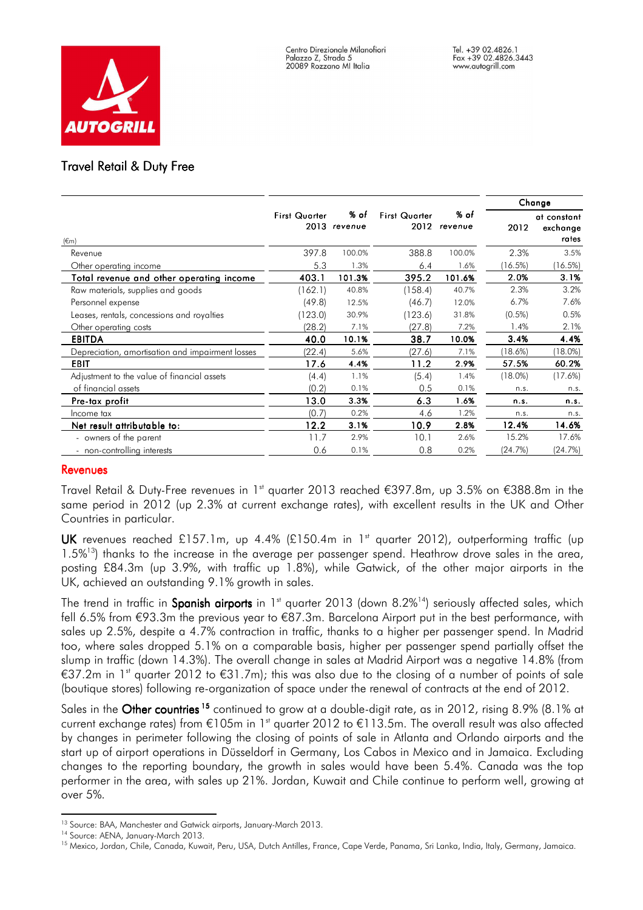## Travel Retail & Duty Free

| (€m) | First Quarter 2013 | % of revenue | First Quarter 2012 | % of revenue | Change 2012 | Change at constant exchange rates |
|---|---|---|---|---|---|---|
| Revenue | 397.8 | 100.0% | 388.8 | 100.0% | 2.3% | 3.5% |
| Other operating income | 5.3 | 1.3% | 6.4 | 1.6% | (16.5%) | (16.5%) |
| **Total revenue and other operating income** | **403.1** | **101.3%** | **395.2** | **101.6%** | **2.0%** | **3.1%** |
| Raw materials, supplies and goods | (162.1) | 40.8% | (158.4) | 40.7% | 2.3% | 3.2% |
| Personnel expense | (49.8) | 12.5% | (46.7) | 12.0% | 6.7% | 7.6% |
| Leases, rentals, concessions and royalties | (123.0) | 30.9% | (123.6) | 31.8% | (0.5%) | 0.5% |
| Other operating costs | (28.2) | 7.1% | (27.8) | 7.2% | 1.4% | 2.1% |
| **EBITDA** | **40.0** | **10.1%** | **38.7** | **10.0%** | **3.4%** | **4.4%** |
| Depreciation, amortisation and impairment losses | (22.4) | 5.6% | (27.6) | 7.1% | (18.6%) | (18.0%) |
| **EBIT** | **17.6** | **4.4%** | **11.2** | **2.9%** | **57.5%** | **60.2%** |
| Adjustment to the value of financial assets | (4.4) | 1.1% | (5.4) | 1.4% | (18.0%) | (17.6%) |
| of financial assets | (0.2) | 0.1% | 0.5 | 0.1% | n.s. | n.s. |
| **Pre-tax profit** | **13.0** | **3.3%** | **6.3** | **1.6%** | **n.s.** | **n.s.** |
| Income tax | (0.7) | 0.2% | 4.6 | 1.2% | n.s. | n.s. |
| **Net result attributable to:** | **12.2** | **3.1%** | **10.9** | **2.8%** | **12.4%** | **14.6%** |
| - owners of the parent | 11.7 | 2.9% | 10.1 | 2.6% | 15.2% | 17.6% |
| - non-controlling interests | 0.6 | 0.1% | 0.8 | 0.2% | (24.7%) | (24.7%) |

### Revenues

Travel Retail & Duty-Free revenues in 1st quarter 2013 reached €397.8m, up 3.5% on €388.8m in the same period in 2012 (up 2.3% at current exchange rates), with excellent results in the UK and Other Countries in particular.

**UK** revenues reached £157.1m, up 4.4% (£150.4m in 1st quarter 2012), outperforming traffic (up 1.5%[13]) thanks to the increase in the average per passenger spend. Heathrow drove sales in the area, posting £84.3m (up 3.9%, with traffic up 1.8%), while Gatwick, of the other major airports in the UK, achieved an outstanding 9.1% growth in sales.

The trend in traffic in **Spanish airports** in 1st quarter 2013 (down 8.2%[14]) seriously affected sales, which fell 6.5% from €93.3m the previous year to €87.3m. Barcelona Airport put in the best performance, with sales up 2.5%, despite a 4.7% contraction in traffic, thanks to a higher per passenger spend. In Madrid too, where sales dropped 5.1% on a comparable basis, higher per passenger spend partially offset the slump in traffic (down 14.3%). The overall change in sales at Madrid Airport was a negative 14.8% (from €37.2m in 1st quarter 2012 to €31.7m); this was also due to the closing of a number of points of sale (boutique stores) following re-organization of space under the renewal of contracts at the end of 2012.

Sales in the **Other countries**[15] continued to grow at a double-digit rate, as in 2012, rising 8.9% (8.1% at current exchange rates) from €105m in 1st quarter 2012 to €113.5m. The overall result was also affected by changes in perimeter following the closing of points of sale in Atlanta and Orlando airports and the start up of airport operations in Düsseldorf in Germany, Los Cabos in Mexico and in Jamaica. Excluding changes to the reporting boundary, the growth in sales would have been 5.4%. Canada was the top performer in the area, with sales up 21%. Jordan, Kuwait and Chile continue to perform well, growing at over 5%.

---

[13] Source: BAA, Manchester and Gatwick airports, January-March 2013.

[14] Source: AENA, January-March 2013.

[15] Mexico, Jordan, Chile, Canada, Kuwait, Peru, USA, Dutch Antilles, France, Cape Verde, Panama, Sri Lanka, India, Italy, Germany, Jamaica.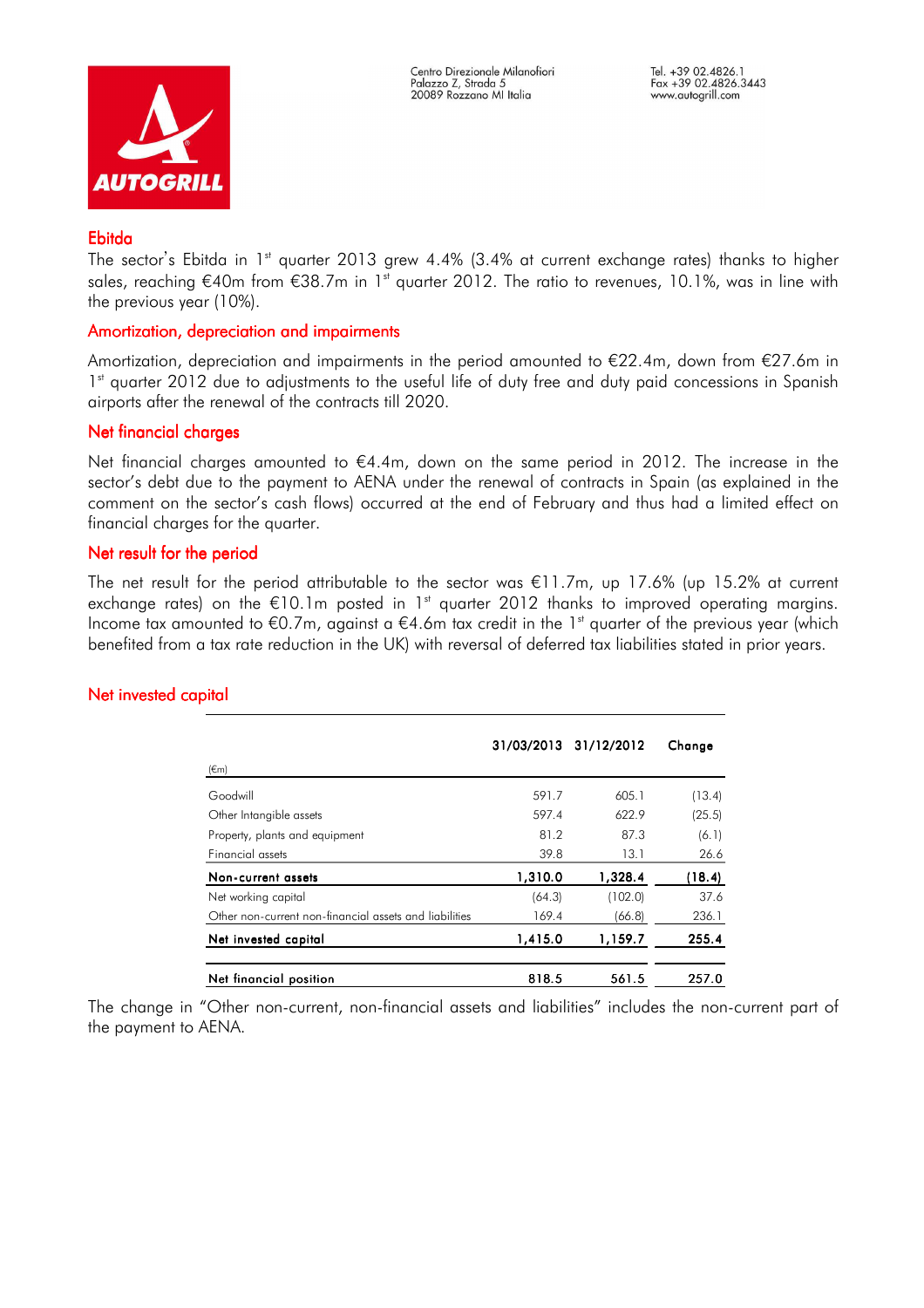## Ebitda

The sector's Ebitda in 1st quarter 2013 grew 4.4% (3.4% at current exchange rates) thanks to higher sales, reaching €40m from €38.7m in 1st quarter 2012. The ratio to revenues, 10.1%, was in line with the previous year (10%).

## Amortization, depreciation and impairments

Amortization, depreciation and impairments in the period amounted to €22.4m, down from €27.6m in 1st quarter 2012 due to adjustments to the useful life of duty free and duty paid concessions in Spanish airports after the renewal of the contracts till 2020.

## Net financial charges

Net financial charges amounted to €4.4m, down on the same period in 2012. The increase in the sector's debt due to the payment to AENA under the renewal of contracts in Spain (as explained in the comment on the sector's cash flows) occurred at the end of February and thus had a limited effect on financial charges for the quarter.

## Net result for the period

The net result for the period attributable to the sector was €11.7m, up 17.6% (up 15.2% at current exchange rates) on the €10.1m posted in 1st quarter 2012 thanks to improved operating margins. Income tax amounted to €0.7m, against a €4.6m tax credit in the 1st quarter of the previous year (which benefited from a tax rate reduction in the UK) with reversal of deferred tax liabilities stated in prior years.

## Net invested capital

| (€m) | 31/03/2013 | 31/12/2012 | Change |
|---|---|---|---|
| Goodwill | 591.7 | 605.1 | (13.4) |
| Other Intangible assets | 597.4 | 622.9 | (25.5) |
| Property, plants and equipment | 81.2 | 87.3 | (6.1) |
| Financial assets | 39.8 | 13.1 | 26.6 |
| **Non-current assets** | **1,310.0** | **1,328.4** | **(18.4)** |
| Net working capital | (64.3) | (102.0) | 37.6 |
| Other non-current non-financial assets and liabilities | 169.4 | (66.8) | 236.1 |
| **Net invested capital** | **1,415.0** | **1,159.7** | **255.4** |
| **Net financial position** | **818.5** | **561.5** | **257.0** |

The change in "Other non-current, non-financial assets and liabilities" includes the non-current part of the payment to AENA.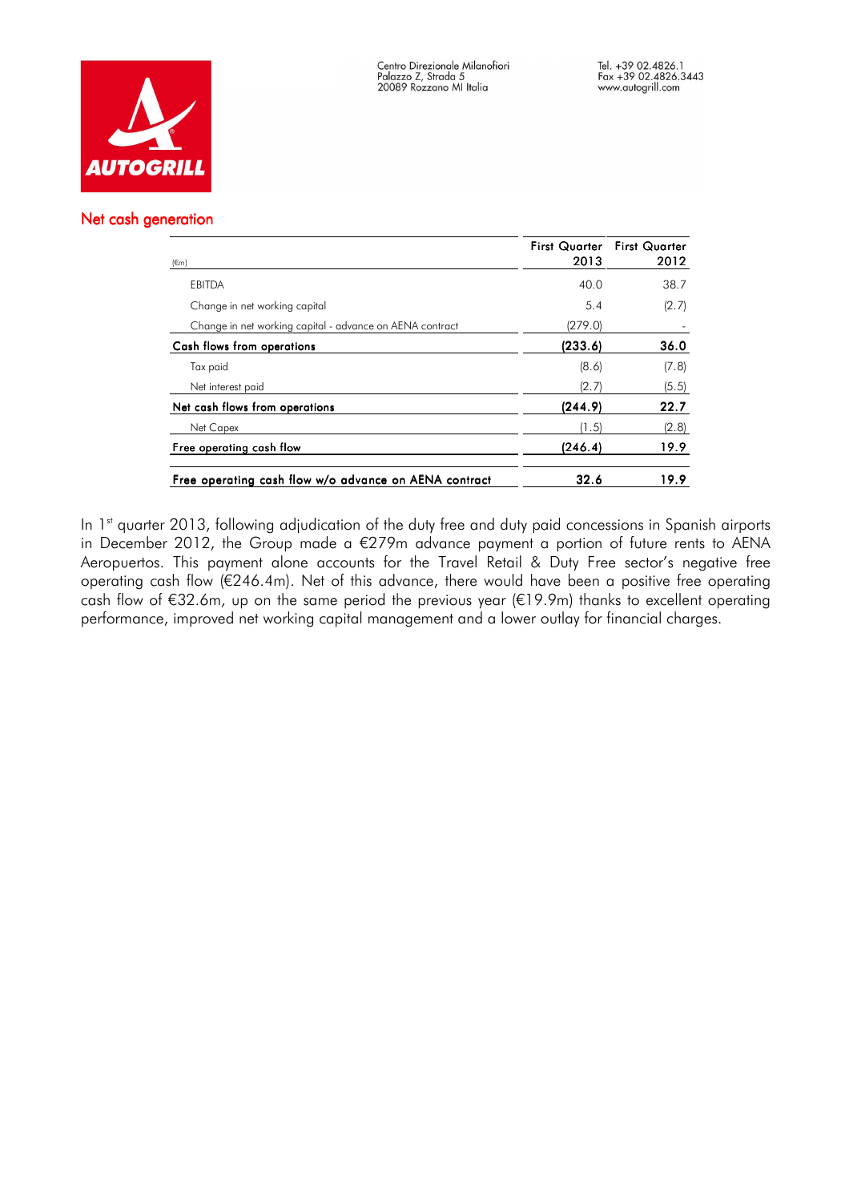## Net cash generation

| (€m) | First Quarter 2013 | First Quarter 2012 |
|---|---|---|
| EBITDA | 40.0 | 38.7 |
| Change in net working capital | 5.4 | (2.7) |
| Change in net working capital - advance on AENA contract | (279.0) | - |
| **Cash flows from operations** | **(233.6)** | **36.0** |
| Tax paid | (8.6) | (7.8) |
| Net interest paid | (2.7) | (5.5) |
| **Net cash flows from operations** | **(244.9)** | **22.7** |
| Net Capex | (1.5) | (2.8) |
| **Free operating cash flow** | **(246.4)** | **19.9** |
| **Free operating cash flow w/o advance on AENA contract** | **32.6** | **19.9** |

In 1st quarter 2013, following adjudication of the duty free and duty paid concessions in Spanish airports in December 2012, the Group made a €279m advance payment a portion of future rents to AENA Aeropuertos. This payment alone accounts for the Travel Retail & Duty Free sector's negative free operating cash flow (€246.4m). Net of this advance, there would have been a positive free operating cash flow of €32.6m, up on the same period the previous year (€19.9m) thanks to excellent operating performance, improved net working capital management and a lower outlay for financial charges.